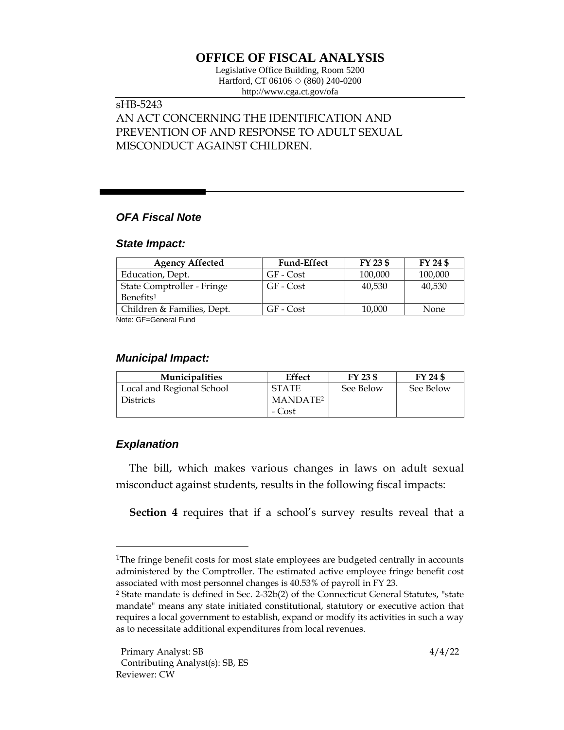# OFFICE OF FISCAL ANALYSIS

Legislative Office Building, Room 5200
Hartford, CT 06106 ◇ (860) 240-0200
http://www.cga.ct.gov/ofa

sHB-5243
AN ACT CONCERNING THE IDENTIFICATION AND PREVENTION OF AND RESPONSE TO ADULT SEXUAL MISCONDUCT AGAINST CHILDREN.

## *OFA Fiscal Note*

### *State Impact:*

| Agency Affected | Fund-Effect | FY 23 $ | FY 24 $ |
|---|---|---|---|
| Education, Dept. | GF - Cost | 100,000 | 100,000 |
| State Comptroller - Fringe Benefits[1] | GF - Cost | 40,530 | 40,530 |
| Children & Families, Dept. | GF - Cost | 10,000 | None |

Note: GF=General Fund

### *Municipal Impact:*

| Municipalities | Effect | FY 23 $ | FY 24 $ |
|---|---|---|---|
| Local and Regional School Districts | STATE MANDATE[2] - Cost | See Below | See Below |

### *Explanation*

The bill, which makes various changes in laws on adult sexual misconduct against students, results in the following fiscal impacts:

**Section 4** requires that if a school's survey results reveal that a

[1]The fringe benefit costs for most state employees are budgeted centrally in accounts administered by the Comptroller. The estimated active employee fringe benefit cost associated with most personnel changes is 40.53% of payroll in FY 23.

[2] State mandate is defined in Sec. 2-32b(2) of the Connecticut General Statutes, "state mandate" means any state initiated constitutional, statutory or executive action that requires a local government to establish, expand or modify its activities in such a way as to necessitate additional expenditures from local revenues.

Primary Analyst: SB
Contributing Analyst(s): SB, ES
Reviewer: CW

4/4/22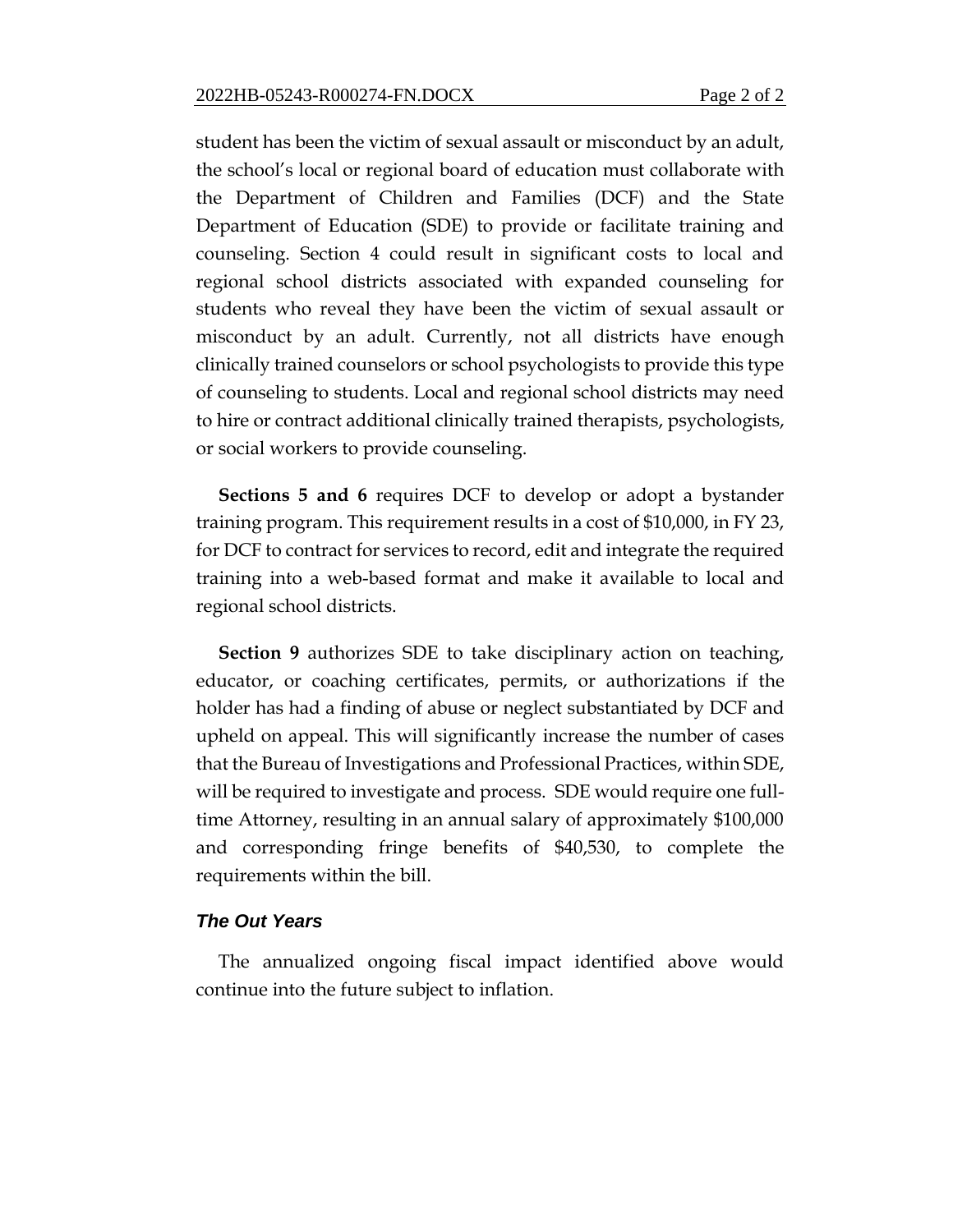student has been the victim of sexual assault or misconduct by an adult, the school's local or regional board of education must collaborate with the Department of Children and Families (DCF) and the State Department of Education (SDE) to provide or facilitate training and counseling. Section 4 could result in significant costs to local and regional school districts associated with expanded counseling for students who reveal they have been the victim of sexual assault or misconduct by an adult. Currently, not all districts have enough clinically trained counselors or school psychologists to provide this type of counseling to students. Local and regional school districts may need to hire or contract additional clinically trained therapists, psychologists, or social workers to provide counseling.

**Sections 5 and 6** requires DCF to develop or adopt a bystander training program. This requirement results in a cost of $10,000, in FY 23, for DCF to contract for services to record, edit and integrate the required training into a web-based format and make it available to local and regional school districts.

**Section 9** authorizes SDE to take disciplinary action on teaching, educator, or coaching certificates, permits, or authorizations if the holder has had a finding of abuse or neglect substantiated by DCF and upheld on appeal. This will significantly increase the number of cases that the Bureau of Investigations and Professional Practices, within SDE, will be required to investigate and process. SDE would require one full-time Attorney, resulting in an annual salary of approximately $100,000 and corresponding fringe benefits of $40,530, to complete the requirements within the bill.

### *The Out Years*

The annualized ongoing fiscal impact identified above would continue into the future subject to inflation.